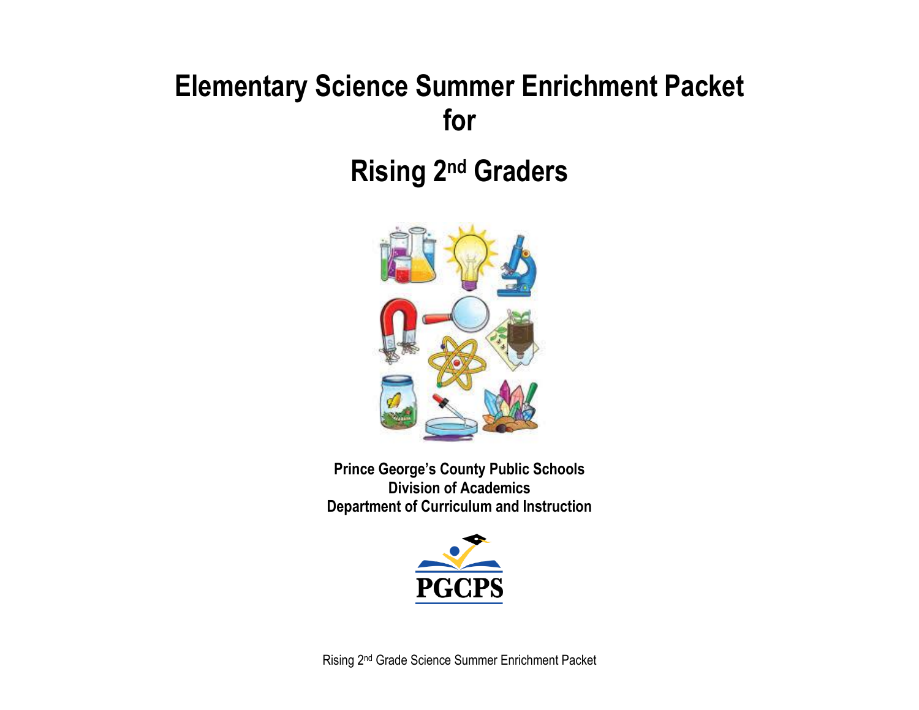# Elementary Science Summer Enrichment Packet for

# Rising 2nd Graders

**Prince George's County Public Schools**
**Division of Academics**
**Department of Curriculum and Instruction**

PGCPS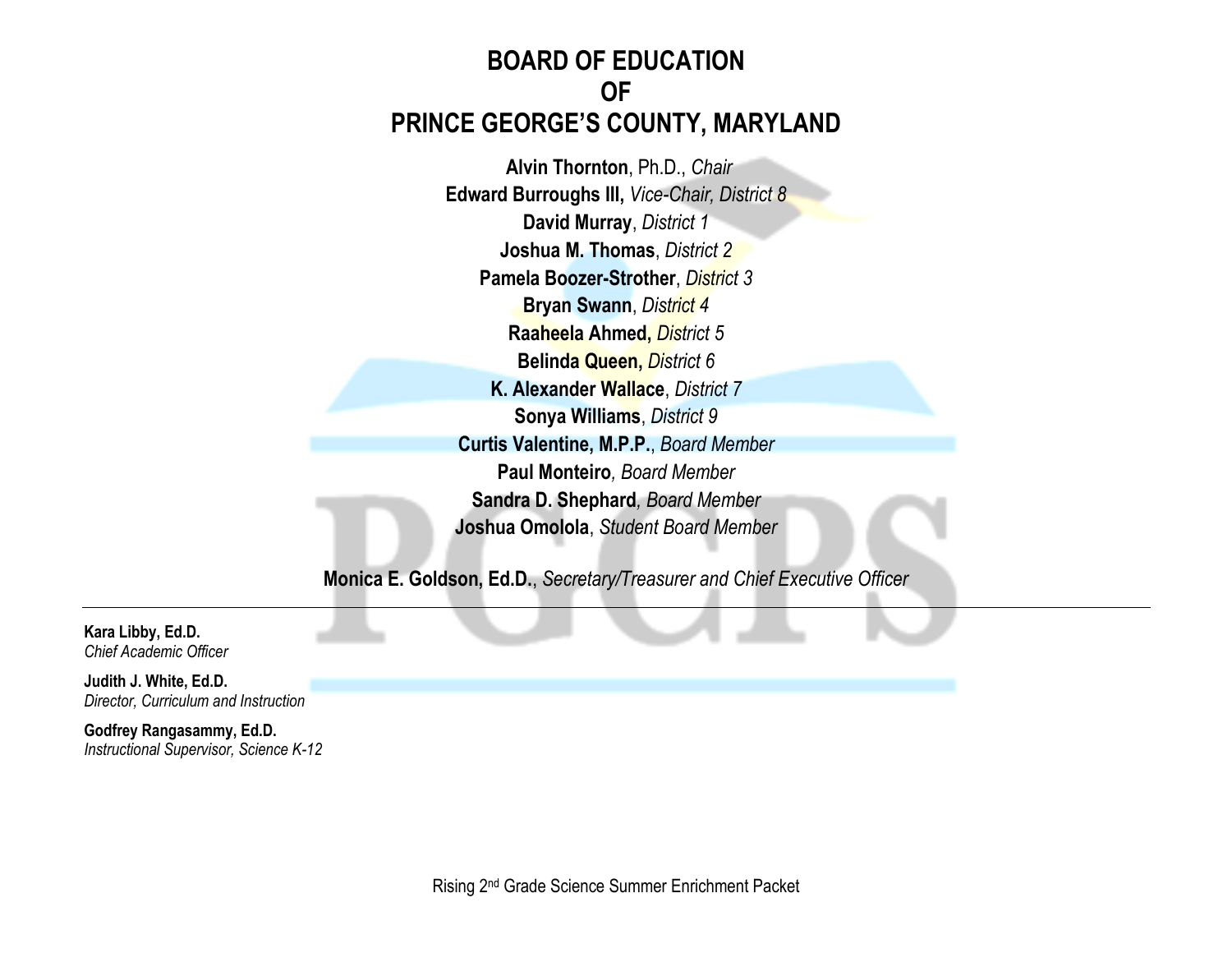# BOARD OF EDUCATION
# OF
# PRINCE GEORGE'S COUNTY, MARYLAND

**Alvin Thornton**, Ph.D., *Chair*
**Edward Burroughs III,** *Vice-Chair, District 8*
**David Murray**, *District 1*
**Joshua M. Thomas**, *District 2*
**Pamela Boozer-Strother**, *District 3*
**Bryan Swann**, *District 4*
**Raaheela Ahmed,** *District 5*
**Belinda Queen,** *District 6*
**K. Alexander Wallace**, *District 7*
**Sonya Williams**, *District 9*
**Curtis Valentine, M.P.P.**, *Board Member*
**Paul Monteiro***, Board Member*
**Sandra D. Shephard***, Board Member*
**Joshua Omolola**, *Student Board Member*

**Monica E. Goldson, Ed.D.**, *Secretary/Treasurer and Chief Executive Officer*

---

**Kara Libby, Ed.D.**
*Chief Academic Officer*

**Judith J. White, Ed.D.**
*Director, Curriculum and Instruction*

**Godfrey Rangasammy, Ed.D.**
*Instructional Supervisor, Science K-12*

Rising 2nd Grade Science Summer Enrichment Packet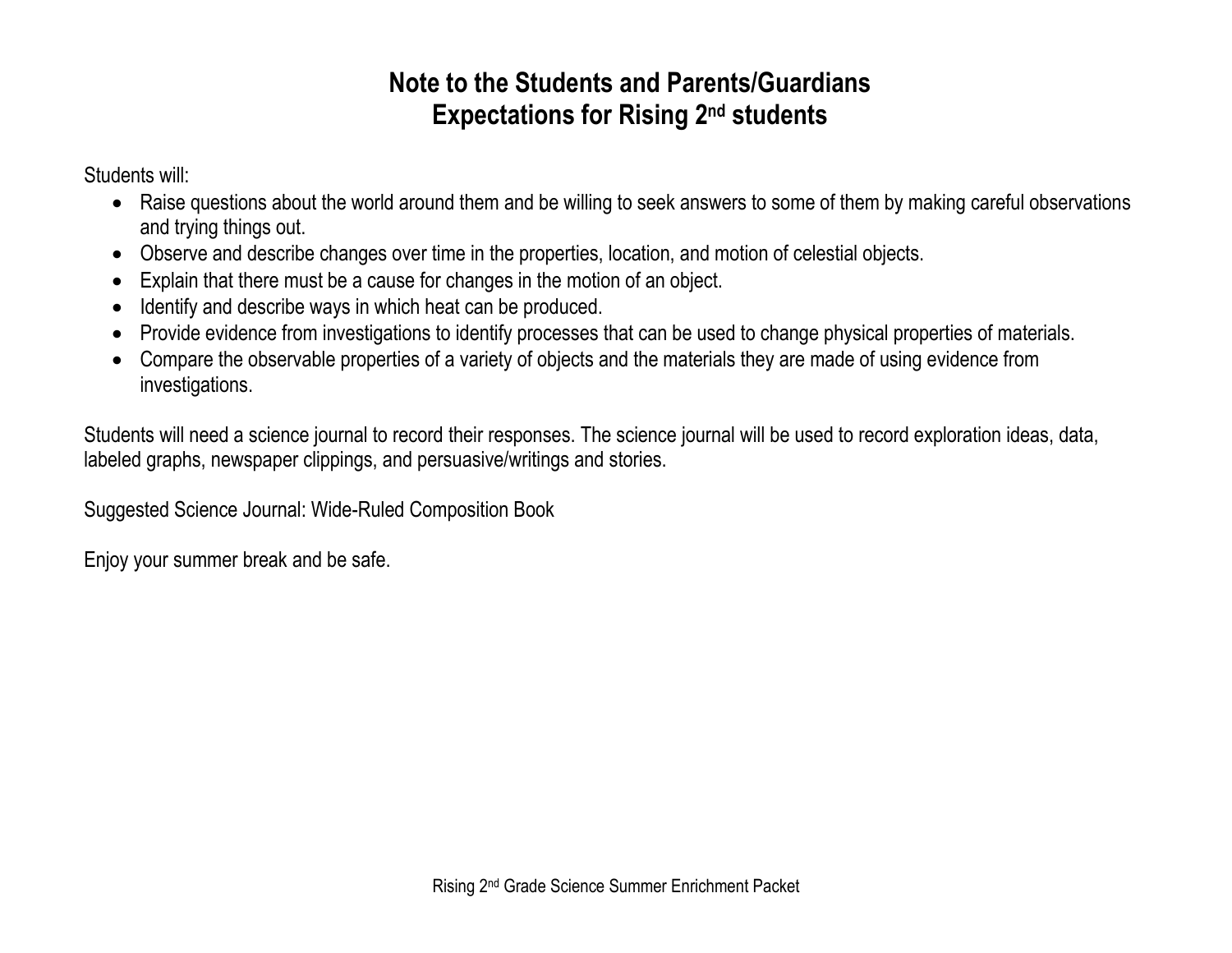# Note to the Students and Parents/Guardians
# Expectations for Rising 2nd students

Students will:

- Raise questions about the world around them and be willing to seek answers to some of them by making careful observations and trying things out.
- Observe and describe changes over time in the properties, location, and motion of celestial objects.
- Explain that there must be a cause for changes in the motion of an object.
- Identify and describe ways in which heat can be produced.
- Provide evidence from investigations to identify processes that can be used to change physical properties of materials.
- Compare the observable properties of a variety of objects and the materials they are made of using evidence from investigations.

Students will need a science journal to record their responses. The science journal will be used to record exploration ideas, data, labeled graphs, newspaper clippings, and persuasive/writings and stories.

Suggested Science Journal: Wide-Ruled Composition Book

Enjoy your summer break and be safe.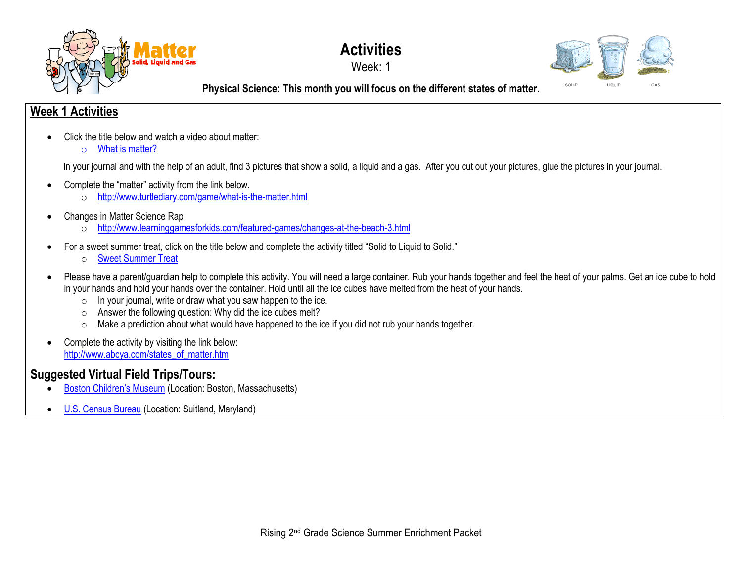# Activities

Week: 1

**Physical Science: This month you will focus on the different states of matter.**

## Week 1 Activities

- Click the title below and watch a video about matter:
  - What is matter?

  In your journal and with the help of an adult, find 3 pictures that show a solid, a liquid and a gas. After you cut out your pictures, glue the pictures in your journal.

- Complete the "matter" activity from the link below.
  - http://www.turtlediary.com/game/what-is-the-matter.html

- Changes in Matter Science Rap
  - http://www.learninggamesforkids.com/featured-games/changes-at-the-beach-3.html

- For a sweet summer treat, click on the title below and complete the activity titled "Solid to Liquid to Solid."
  - Sweet Summer Treat

- Please have a parent/guardian help to complete this activity. You will need a large container. Rub your hands together and feel the heat of your palms. Get an ice cube to hold in your hands and hold your hands over the container. Hold until all the ice cubes have melted from the heat of your hands.
  - In your journal, write or draw what you saw happen to the ice.
  - Answer the following question: Why did the ice cubes melt?
  - Make a prediction about what would have happened to the ice if you did not rub your hands together.

- Complete the activity by visiting the link below:
  http://www.abcya.com/states_of_matter.htm

## Suggested Virtual Field Trips/Tours:

- Boston Children's Museum (Location: Boston, Massachusetts)
- U.S. Census Bureau (Location: Suitland, Maryland)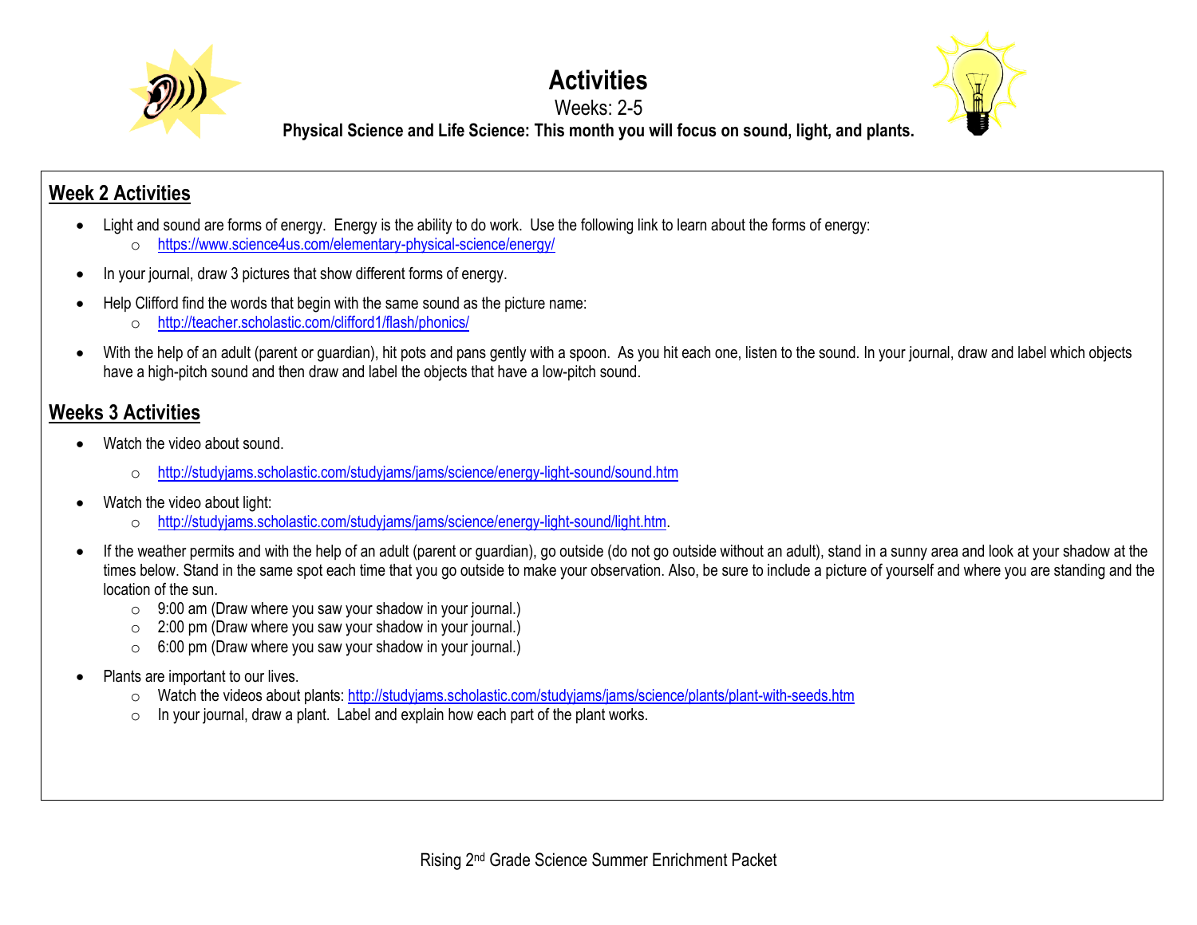# Activities

Weeks: 2-5

**Physical Science and Life Science: This month you will focus on sound, light, and plants.**

## Week 2 Activities

- Light and sound are forms of energy. Energy is the ability to do work. Use the following link to learn about the forms of energy:
  - https://www.science4us.com/elementary-physical-science/energy/
- In your journal, draw 3 pictures that show different forms of energy.
- Help Clifford find the words that begin with the same sound as the picture name:
  - http://teacher.scholastic.com/clifford1/flash/phonics/
- With the help of an adult (parent or guardian), hit pots and pans gently with a spoon. As you hit each one, listen to the sound. In your journal, draw and label which objects have a high-pitch sound and then draw and label the objects that have a low-pitch sound.

## Weeks 3 Activities

- Watch the video about sound.
  - http://studyjams.scholastic.com/studyjams/jams/science/energy-light-sound/sound.htm
- Watch the video about light:
  - http://studyjams.scholastic.com/studyjams/jams/science/energy-light-sound/light.htm.
- If the weather permits and with the help of an adult (parent or guardian), go outside (do not go outside without an adult), stand in a sunny area and look at your shadow at the times below. Stand in the same spot each time that you go outside to make your observation. Also, be sure to include a picture of yourself and where you are standing and the location of the sun.
  - 9:00 am (Draw where you saw your shadow in your journal.)
  - 2:00 pm (Draw where you saw your shadow in your journal.)
  - 6:00 pm (Draw where you saw your shadow in your journal.)
- Plants are important to our lives.
  - Watch the videos about plants: http://studyjams.scholastic.com/studyjams/jams/science/plants/plant-with-seeds.htm
  - In your journal, draw a plant. Label and explain how each part of the plant works.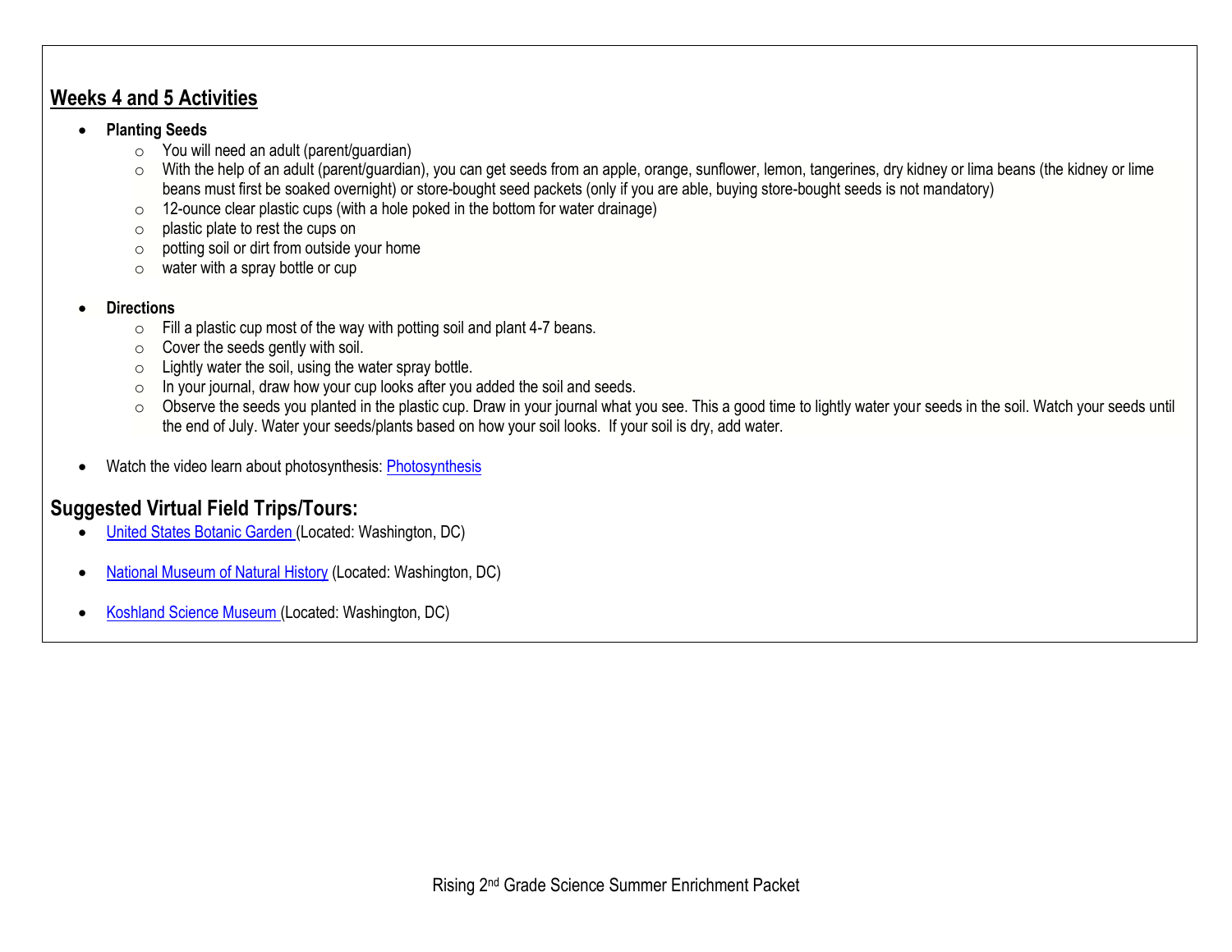## Weeks 4 and 5 Activities

- **Planting Seeds**
  - You will need an adult (parent/guardian)
  - With the help of an adult (parent/guardian), you can get seeds from an apple, orange, sunflower, lemon, tangerines, dry kidney or lima beans (the kidney or lime beans must first be soaked overnight) or store-bought seed packets (only if you are able, buying store-bought seeds is not mandatory)
  - 12-ounce clear plastic cups (with a hole poked in the bottom for water drainage)
  - plastic plate to rest the cups on
  - potting soil or dirt from outside your home
  - water with a spray bottle or cup

- **Directions**
  - Fill a plastic cup most of the way with potting soil and plant 4-7 beans.
  - Cover the seeds gently with soil.
  - Lightly water the soil, using the water spray bottle.
  - In your journal, draw how your cup looks after you added the soil and seeds.
  - Observe the seeds you planted in the plastic cup. Draw in your journal what you see. This a good time to lightly water your seeds in the soil. Watch your seeds until the end of July. Water your seeds/plants based on how your soil looks. If your soil is dry, add water.

- Watch the video learn about photosynthesis: Photosynthesis

## Suggested Virtual Field Trips/Tours:

- United States Botanic Garden (Located: Washington, DC)
- National Museum of Natural History (Located: Washington, DC)
- Koshland Science Museum (Located: Washington, DC)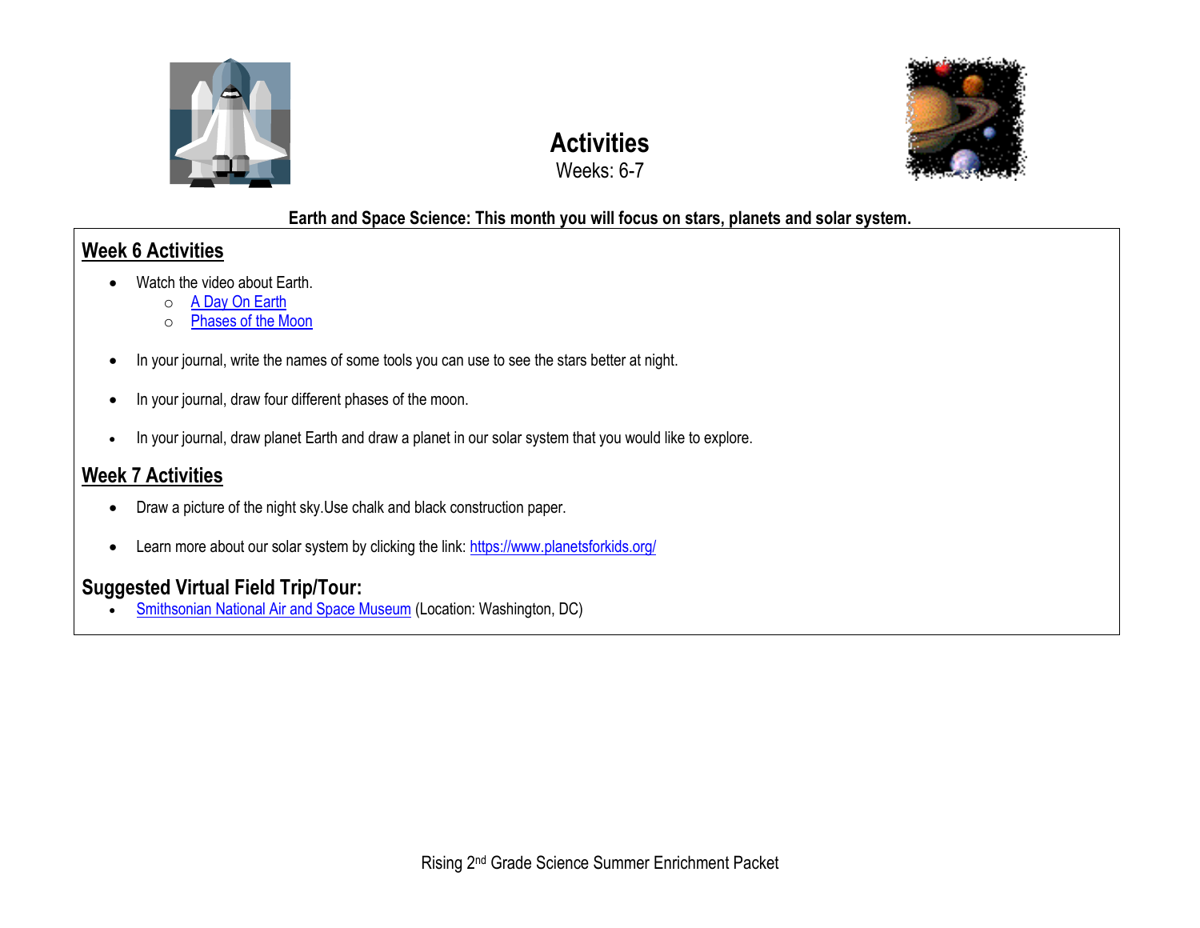# Activities

Weeks: 6-7

**Earth and Space Science: This month you will focus on stars, planets and solar system.**

## Week 6 Activities

- Watch the video about Earth.
    - A Day On Earth
    - Phases of the Moon
- In your journal, write the names of some tools you can use to see the stars better at night.
- In your journal, draw four different phases of the moon.
- In your journal, draw planet Earth and draw a planet in our solar system that you would like to explore.

## Week 7 Activities

- Draw a picture of the night sky.Use chalk and black construction paper.
- Learn more about our solar system by clicking the link: https://www.planetsforkids.org/

## Suggested Virtual Field Trip/Tour:

- Smithsonian National Air and Space Museum (Location: Washington, DC)